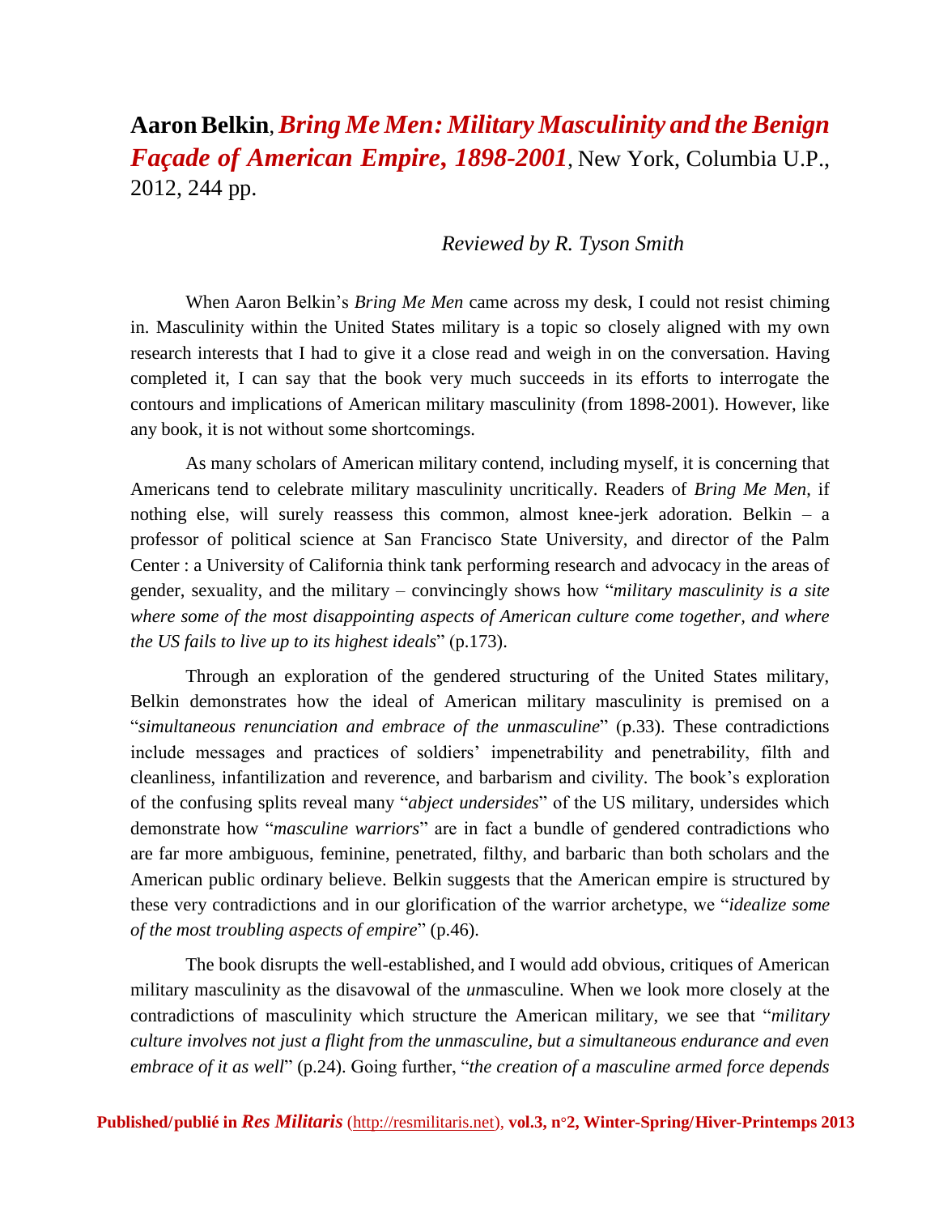# **Aaron Belkin**, ***Bring Me Men: Military Masculinity and the Benign Façade of American Empire, 1898-2001***, New York, Columbia U.P., 2012, 244 pp.

*Reviewed by R. Tyson Smith*

When Aaron Belkin's *Bring Me Men* came across my desk, I could not resist chiming in. Masculinity within the United States military is a topic so closely aligned with my own research interests that I had to give it a close read and weigh in on the conversation. Having completed it, I can say that the book very much succeeds in its efforts to interrogate the contours and implications of American military masculinity (from 1898-2001). However, like any book, it is not without some shortcomings.

As many scholars of American military contend, including myself, it is concerning that Americans tend to celebrate military masculinity uncritically. Readers of *Bring Me Men*, if nothing else, will surely reassess this common, almost knee-jerk adoration. Belkin – a professor of political science at San Francisco State University, and director of the Palm Center : a University of California think tank performing research and advocacy in the areas of gender, sexuality, and the military – convincingly shows how "*military masculinity is a site where some of the most disappointing aspects of American culture come together, and where the US fails to live up to its highest ideals*" (p.173).

Through an exploration of the gendered structuring of the United States military, Belkin demonstrates how the ideal of American military masculinity is premised on a "*simultaneous renunciation and embrace of the unmasculine*" (p.33). These contradictions include messages and practices of soldiers' impenetrability and penetrability, filth and cleanliness, infantilization and reverence, and barbarism and civility. The book's exploration of the confusing splits reveal many "*abject undersides*" of the US military, undersides which demonstrate how "*masculine warriors*" are in fact a bundle of gendered contradictions who are far more ambiguous, feminine, penetrated, filthy, and barbaric than both scholars and the American public ordinary believe. Belkin suggests that the American empire is structured by these very contradictions and in our glorification of the warrior archetype, we "*idealize some of the most troubling aspects of empire*" (p.46).

The book disrupts the well-established, and I would add obvious, critiques of American military masculinity as the disavowal of the *un*masculine. When we look more closely at the contradictions of masculinity which structure the American military, we see that "*military culture involves not just a flight from the unmasculine, but a simultaneous endurance and even embrace of it as well*" (p.24). Going further, "*the creation of a masculine armed force depends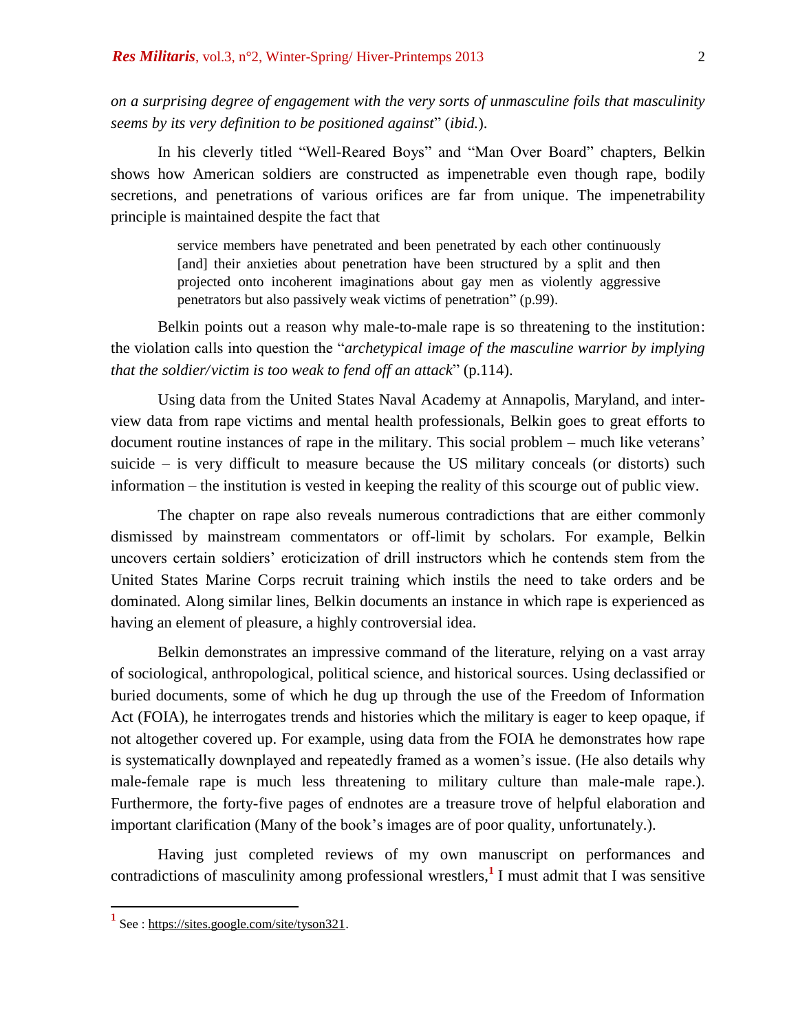*on a surprising degree of engagement with the very sorts of unmasculine foils that masculinity seems by its very definition to be positioned against*" (*ibid.*).

In his cleverly titled "Well-Reared Boys" and "Man Over Board" chapters, Belkin shows how American soldiers are constructed as impenetrable even though rape, bodily secretions, and penetrations of various orifices are far from unique. The impenetrability principle is maintained despite the fact that

> service members have penetrated and been penetrated by each other continuously [and] their anxieties about penetration have been structured by a split and then projected onto incoherent imaginations about gay men as violently aggressive penetrators but also passively weak victims of penetration" (p.99).

Belkin points out a reason why male-to-male rape is so threatening to the institution: the violation calls into question the "*archetypical image of the masculine warrior by implying that the soldier/victim is too weak to fend off an attack*" (p.114).

Using data from the United States Naval Academy at Annapolis, Maryland, and interview data from rape victims and mental health professionals, Belkin goes to great efforts to document routine instances of rape in the military. This social problem – much like veterans' suicide – is very difficult to measure because the US military conceals (or distorts) such information – the institution is vested in keeping the reality of this scourge out of public view.

The chapter on rape also reveals numerous contradictions that are either commonly dismissed by mainstream commentators or off-limit by scholars. For example, Belkin uncovers certain soldiers' eroticization of drill instructors which he contends stem from the United States Marine Corps recruit training which instils the need to take orders and be dominated. Along similar lines, Belkin documents an instance in which rape is experienced as having an element of pleasure, a highly controversial idea.

Belkin demonstrates an impressive command of the literature, relying on a vast array of sociological, anthropological, political science, and historical sources. Using declassified or buried documents, some of which he dug up through the use of the Freedom of Information Act (FOIA), he interrogates trends and histories which the military is eager to keep opaque, if not altogether covered up. For example, using data from the FOIA he demonstrates how rape is systematically downplayed and repeatedly framed as a women's issue. (He also details why male-female rape is much less threatening to military culture than male-male rape.). Furthermore, the forty-five pages of endnotes are a treasure trove of helpful elaboration and important clarification (Many of the book's images are of poor quality, unfortunately.).

Having just completed reviews of my own manuscript on performances and contradictions of masculinity among professional wrestlers,[1] I must admit that I was sensitive

[1] See : https://sites.google.com/site/tyson321.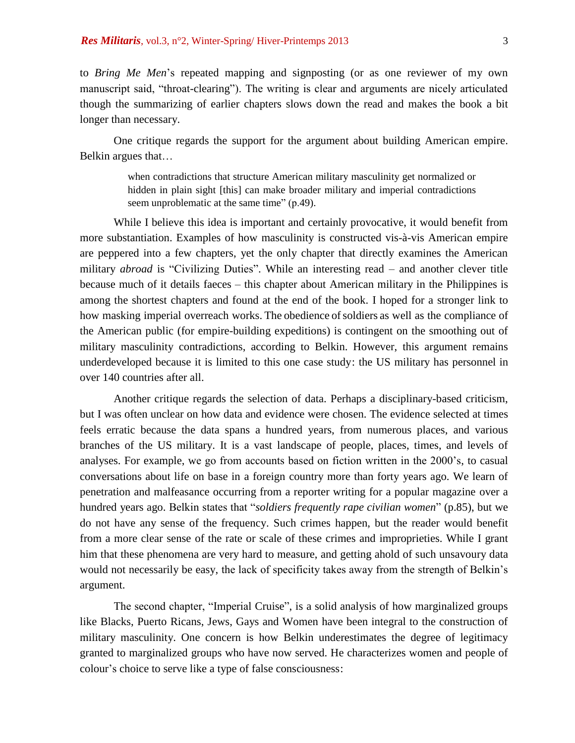to *Bring Me Men*'s repeated mapping and signposting (or as one reviewer of my own manuscript said, "throat-clearing"). The writing is clear and arguments are nicely articulated though the summarizing of earlier chapters slows down the read and makes the book a bit longer than necessary.

One critique regards the support for the argument about building American empire. Belkin argues that…

> when contradictions that structure American military masculinity get normalized or hidden in plain sight [this] can make broader military and imperial contradictions seem unproblematic at the same time" (p.49).

While I believe this idea is important and certainly provocative, it would benefit from more substantiation. Examples of how masculinity is constructed vis-à-vis American empire are peppered into a few chapters, yet the only chapter that directly examines the American military *abroad* is "Civilizing Duties". While an interesting read – and another clever title because much of it details faeces – this chapter about American military in the Philippines is among the shortest chapters and found at the end of the book. I hoped for a stronger link to how masking imperial overreach works. The obedience of soldiers as well as the compliance of the American public (for empire-building expeditions) is contingent on the smoothing out of military masculinity contradictions, according to Belkin. However, this argument remains underdeveloped because it is limited to this one case study: the US military has personnel in over 140 countries after all.

Another critique regards the selection of data. Perhaps a disciplinary-based criticism, but I was often unclear on how data and evidence were chosen. The evidence selected at times feels erratic because the data spans a hundred years, from numerous places, and various branches of the US military. It is a vast landscape of people, places, times, and levels of analyses. For example, we go from accounts based on fiction written in the 2000's, to casual conversations about life on base in a foreign country more than forty years ago. We learn of penetration and malfeasance occurring from a reporter writing for a popular magazine over a hundred years ago. Belkin states that "*soldiers frequently rape civilian women*" (p.85), but we do not have any sense of the frequency. Such crimes happen, but the reader would benefit from a more clear sense of the rate or scale of these crimes and improprieties. While I grant him that these phenomena are very hard to measure, and getting ahold of such unsavoury data would not necessarily be easy, the lack of specificity takes away from the strength of Belkin's argument.

The second chapter, "Imperial Cruise", is a solid analysis of how marginalized groups like Blacks, Puerto Ricans, Jews, Gays and Women have been integral to the construction of military masculinity. One concern is how Belkin underestimates the degree of legitimacy granted to marginalized groups who have now served. He characterizes women and people of colour's choice to serve like a type of false consciousness: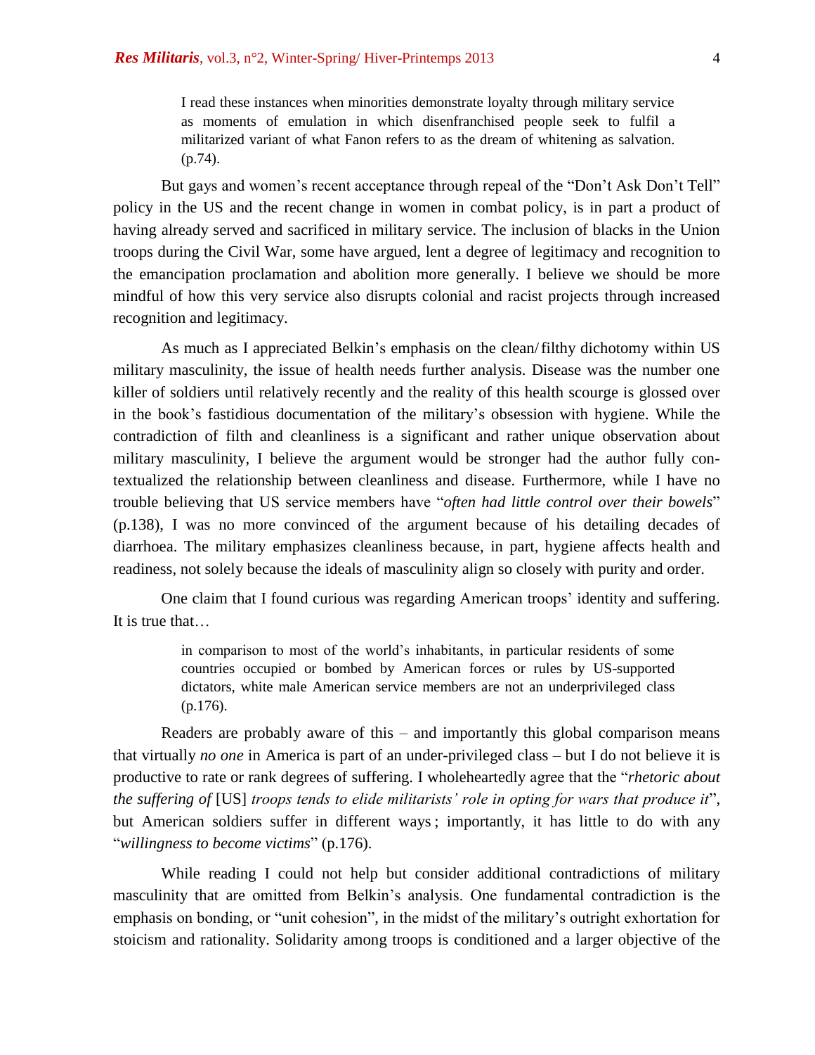> I read these instances when minorities demonstrate loyalty through military service as moments of emulation in which disenfranchised people seek to fulfil a militarized variant of what Fanon refers to as the dream of whitening as salvation. (p.74).

But gays and women's recent acceptance through repeal of the "Don't Ask Don't Tell" policy in the US and the recent change in women in combat policy, is in part a product of having already served and sacrificed in military service. The inclusion of blacks in the Union troops during the Civil War, some have argued, lent a degree of legitimacy and recognition to the emancipation proclamation and abolition more generally. I believe we should be more mindful of how this very service also disrupts colonial and racist projects through increased recognition and legitimacy.

As much as I appreciated Belkin's emphasis on the clean/filthy dichotomy within US military masculinity, the issue of health needs further analysis. Disease was the number one killer of soldiers until relatively recently and the reality of this health scourge is glossed over in the book's fastidious documentation of the military's obsession with hygiene. While the contradiction of filth and cleanliness is a significant and rather unique observation about military masculinity, I believe the argument would be stronger had the author fully contextualized the relationship between cleanliness and disease. Furthermore, while I have no trouble believing that US service members have "*often had little control over their bowels*" (p.138), I was no more convinced of the argument because of his detailing decades of diarrhoea. The military emphasizes cleanliness because, in part, hygiene affects health and readiness, not solely because the ideals of masculinity align so closely with purity and order.

One claim that I found curious was regarding American troops' identity and suffering. It is true that…

> in comparison to most of the world's inhabitants, in particular residents of some countries occupied or bombed by American forces or rules by US-supported dictators, white male American service members are not an underprivileged class (p.176).

Readers are probably aware of this – and importantly this global comparison means that virtually *no one* in America is part of an under-privileged class – but I do not believe it is productive to rate or rank degrees of suffering. I wholeheartedly agree that the "*rhetoric about the suffering of* [US] *troops tends to elide militarists' role in opting for wars that produce it*", but American soldiers suffer in different ways ; importantly, it has little to do with any "*willingness to become victims*" (p.176).

While reading I could not help but consider additional contradictions of military masculinity that are omitted from Belkin's analysis. One fundamental contradiction is the emphasis on bonding, or "unit cohesion", in the midst of the military's outright exhortation for stoicism and rationality. Solidarity among troops is conditioned and a larger objective of the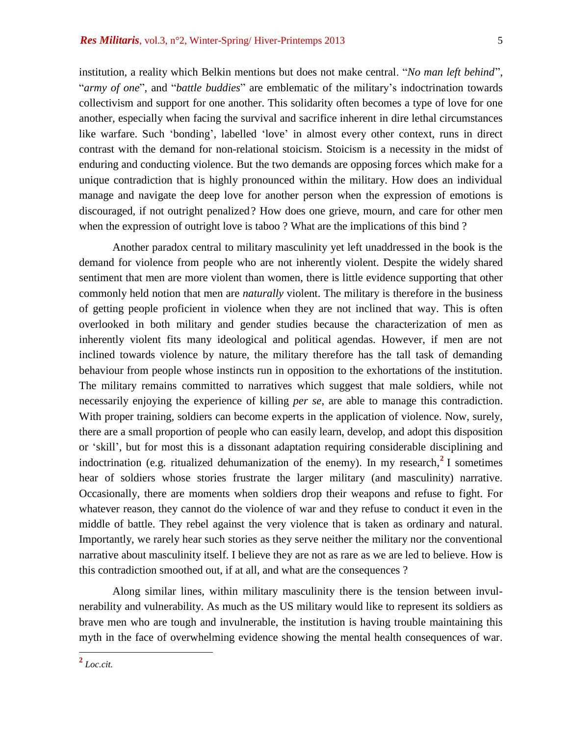institution, a reality which Belkin mentions but does not make central. "*No man left behind*", "*army of one*", and "*battle buddies*" are emblematic of the military's indoctrination towards collectivism and support for one another. This solidarity often becomes a type of love for one another, especially when facing the survival and sacrifice inherent in dire lethal circumstances like warfare. Such 'bonding', labelled 'love' in almost every other context, runs in direct contrast with the demand for non-relational stoicism. Stoicism is a necessity in the midst of enduring and conducting violence. But the two demands are opposing forces which make for a unique contradiction that is highly pronounced within the military. How does an individual manage and navigate the deep love for another person when the expression of emotions is discouraged, if not outright penalized? How does one grieve, mourn, and care for other men when the expression of outright love is taboo ? What are the implications of this bind ?

Another paradox central to military masculinity yet left unaddressed in the book is the demand for violence from people who are not inherently violent. Despite the widely shared sentiment that men are more violent than women, there is little evidence supporting that other commonly held notion that men are *naturally* violent. The military is therefore in the business of getting people proficient in violence when they are not inclined that way. This is often overlooked in both military and gender studies because the characterization of men as inherently violent fits many ideological and political agendas. However, if men are not inclined towards violence by nature, the military therefore has the tall task of demanding behaviour from people whose instincts run in opposition to the exhortations of the institution. The military remains committed to narratives which suggest that male soldiers, while not necessarily enjoying the experience of killing *per se*, are able to manage this contradiction. With proper training, soldiers can become experts in the application of violence. Now, surely, there are a small proportion of people who can easily learn, develop, and adopt this disposition or 'skill', but for most this is a dissonant adaptation requiring considerable disciplining and indoctrination (e.g. ritualized dehumanization of the enemy). In my research,[2] I sometimes hear of soldiers whose stories frustrate the larger military (and masculinity) narrative. Occasionally, there are moments when soldiers drop their weapons and refuse to fight. For whatever reason, they cannot do the violence of war and they refuse to conduct it even in the middle of battle. They rebel against the very violence that is taken as ordinary and natural. Importantly, we rarely hear such stories as they serve neither the military nor the conventional narrative about masculinity itself. I believe they are not as rare as we are led to believe. How is this contradiction smoothed out, if at all, and what are the consequences ?

Along similar lines, within military masculinity there is the tension between invulnerability and vulnerability. As much as the US military would like to represent its soldiers as brave men who are tough and invulnerable, the institution is having trouble maintaining this myth in the face of overwhelming evidence showing the mental health consequences of war.

[2] *Loc.cit.*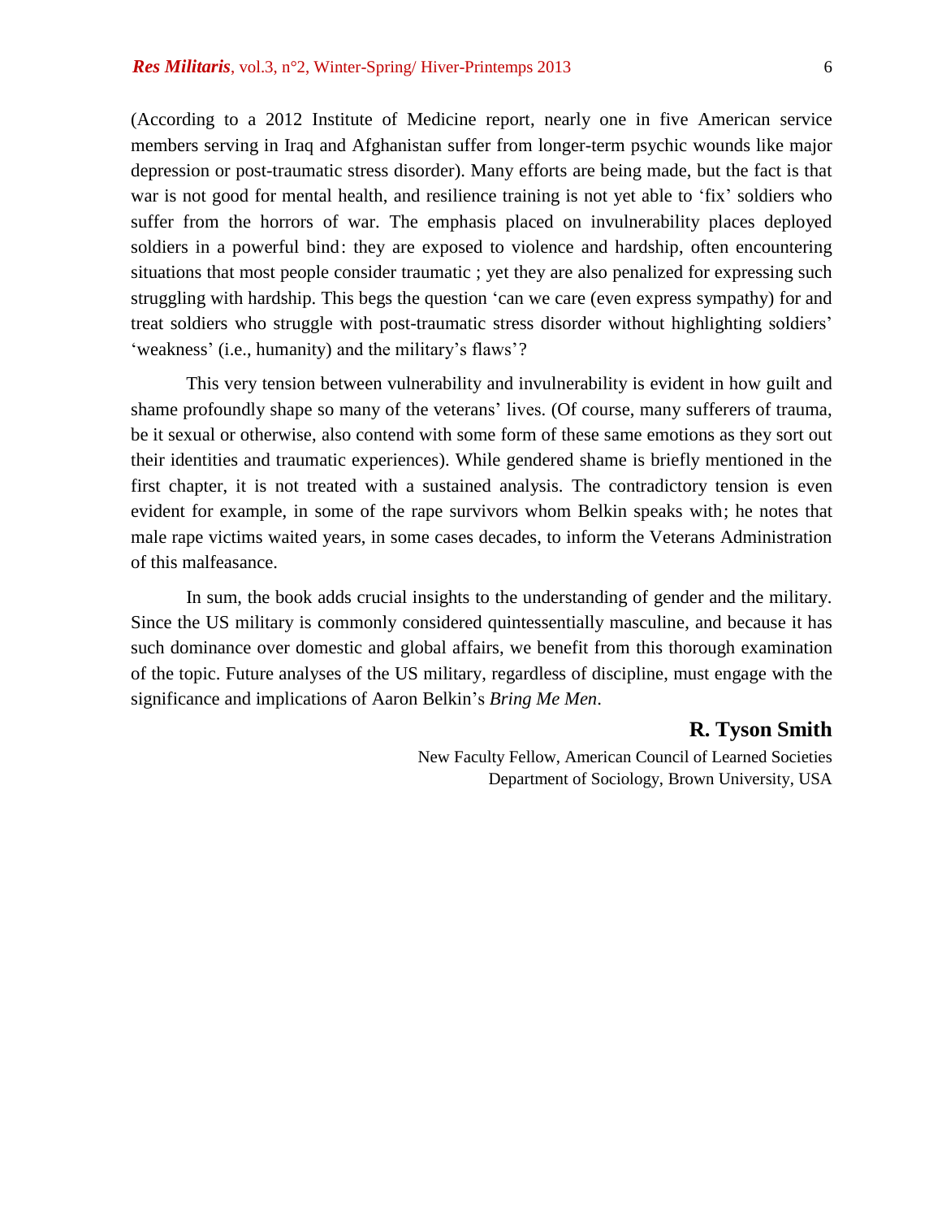(According to a 2012 Institute of Medicine report, nearly one in five American service members serving in Iraq and Afghanistan suffer from longer-term psychic wounds like major depression or post-traumatic stress disorder). Many efforts are being made, but the fact is that war is not good for mental health, and resilience training is not yet able to 'fix' soldiers who suffer from the horrors of war. The emphasis placed on invulnerability places deployed soldiers in a powerful bind: they are exposed to violence and hardship, often encountering situations that most people consider traumatic ; yet they are also penalized for expressing such struggling with hardship. This begs the question 'can we care (even express sympathy) for and treat soldiers who struggle with post-traumatic stress disorder without highlighting soldiers' 'weakness' (i.e., humanity) and the military's flaws'?

This very tension between vulnerability and invulnerability is evident in how guilt and shame profoundly shape so many of the veterans' lives. (Of course, many sufferers of trauma, be it sexual or otherwise, also contend with some form of these same emotions as they sort out their identities and traumatic experiences). While gendered shame is briefly mentioned in the first chapter, it is not treated with a sustained analysis. The contradictory tension is even evident for example, in some of the rape survivors whom Belkin speaks with; he notes that male rape victims waited years, in some cases decades, to inform the Veterans Administration of this malfeasance.

In sum, the book adds crucial insights to the understanding of gender and the military. Since the US military is commonly considered quintessentially masculine, and because it has such dominance over domestic and global affairs, we benefit from this thorough examination of the topic. Future analyses of the US military, regardless of discipline, must engage with the significance and implications of Aaron Belkin's *Bring Me Men*.

**R. Tyson Smith**

New Faculty Fellow, American Council of Learned Societies
Department of Sociology, Brown University, USA